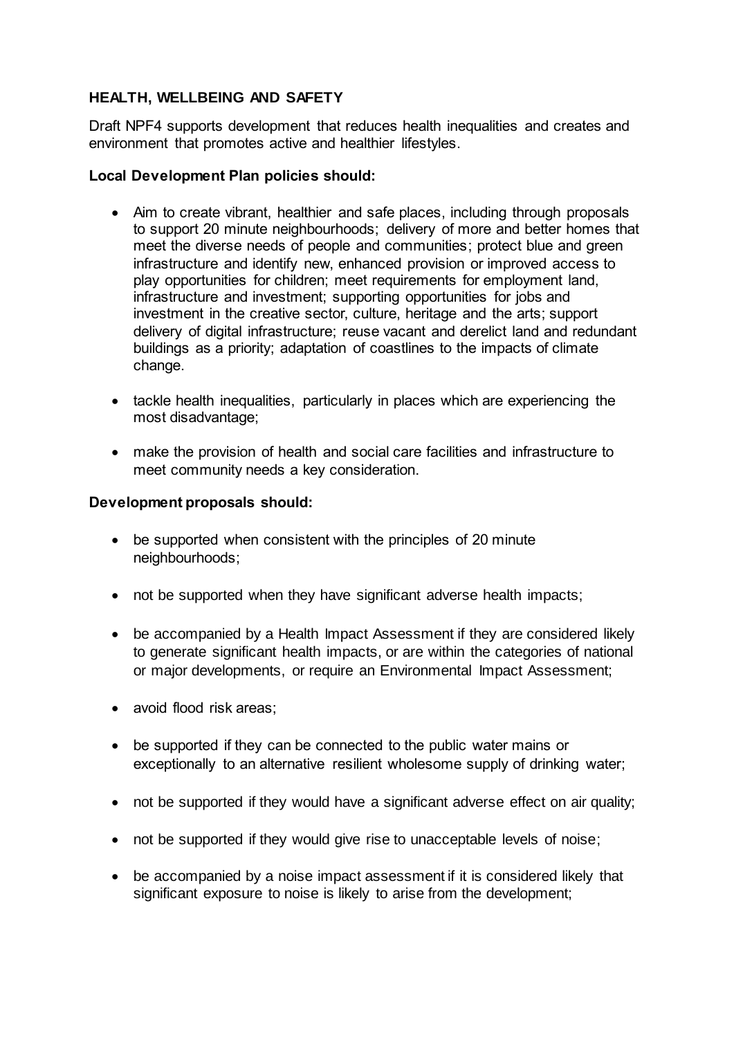**HEALTH, WELLBEING AND SAFETY**

Draft NPF4 supports development that reduces health inequalities and creates and environment that promotes active and healthier lifestyles.

**Local Development Plan policies should:**

- Aim to create vibrant, healthier and safe places, including through proposals to support 20 minute neighbourhoods; delivery of more and better homes that meet the diverse needs of people and communities; protect blue and green infrastructure and identify new, enhanced provision or improved access to play opportunities for children; meet requirements for employment land, infrastructure and investment; supporting opportunities for jobs and investment in the creative sector, culture, heritage and the arts; support delivery of digital infrastructure; reuse vacant and derelict land and redundant buildings as a priority; adaptation of coastlines to the impacts of climate change.
- tackle health inequalities, particularly in places which are experiencing the most disadvantage;
- make the provision of health and social care facilities and infrastructure to meet community needs a key consideration.

**Development proposals should:**

- be supported when consistent with the principles of 20 minute neighbourhoods;
- not be supported when they have significant adverse health impacts;
- be accompanied by a Health Impact Assessment if they are considered likely to generate significant health impacts, or are within the categories of national or major developments, or require an Environmental Impact Assessment;
- avoid flood risk areas;
- be supported if they can be connected to the public water mains or exceptionally to an alternative resilient wholesome supply of drinking water;
- not be supported if they would have a significant adverse effect on air quality;
- not be supported if they would give rise to unacceptable levels of noise;
- be accompanied by a noise impact assessment if it is considered likely that significant exposure to noise is likely to arise from the development;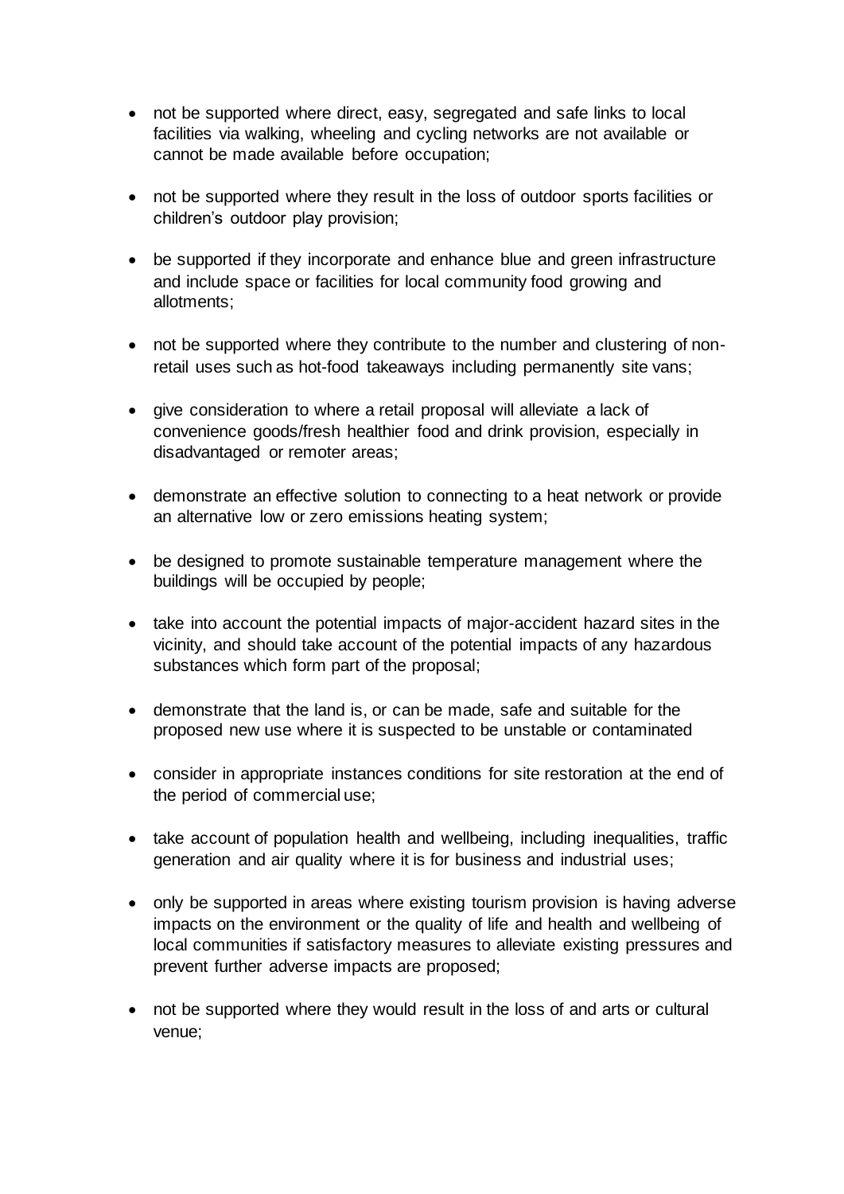- not be supported where direct, easy, segregated and safe links to local facilities via walking, wheeling and cycling networks are not available or cannot be made available before occupation;
- not be supported where they result in the loss of outdoor sports facilities or children's outdoor play provision;
- be supported if they incorporate and enhance blue and green infrastructure and include space or facilities for local community food growing and allotments;
- not be supported where they contribute to the number and clustering of non-retail uses such as hot-food takeaways including permanently site vans;
- give consideration to where a retail proposal will alleviate a lack of convenience goods/fresh healthier food and drink provision, especially in disadvantaged or remoter areas;
- demonstrate an effective solution to connecting to a heat network or provide an alternative low or zero emissions heating system;
- be designed to promote sustainable temperature management where the buildings will be occupied by people;
- take into account the potential impacts of major-accident hazard sites in the vicinity, and should take account of the potential impacts of any hazardous substances which form part of the proposal;
- demonstrate that the land is, or can be made, safe and suitable for the proposed new use where it is suspected to be unstable or contaminated
- consider in appropriate instances conditions for site restoration at the end of the period of commercial use;
- take account of population health and wellbeing, including inequalities, traffic generation and air quality where it is for business and industrial uses;
- only be supported in areas where existing tourism provision is having adverse impacts on the environment or the quality of life and health and wellbeing of local communities if satisfactory measures to alleviate existing pressures and prevent further adverse impacts are proposed;
- not be supported where they would result in the loss of and arts or cultural venue;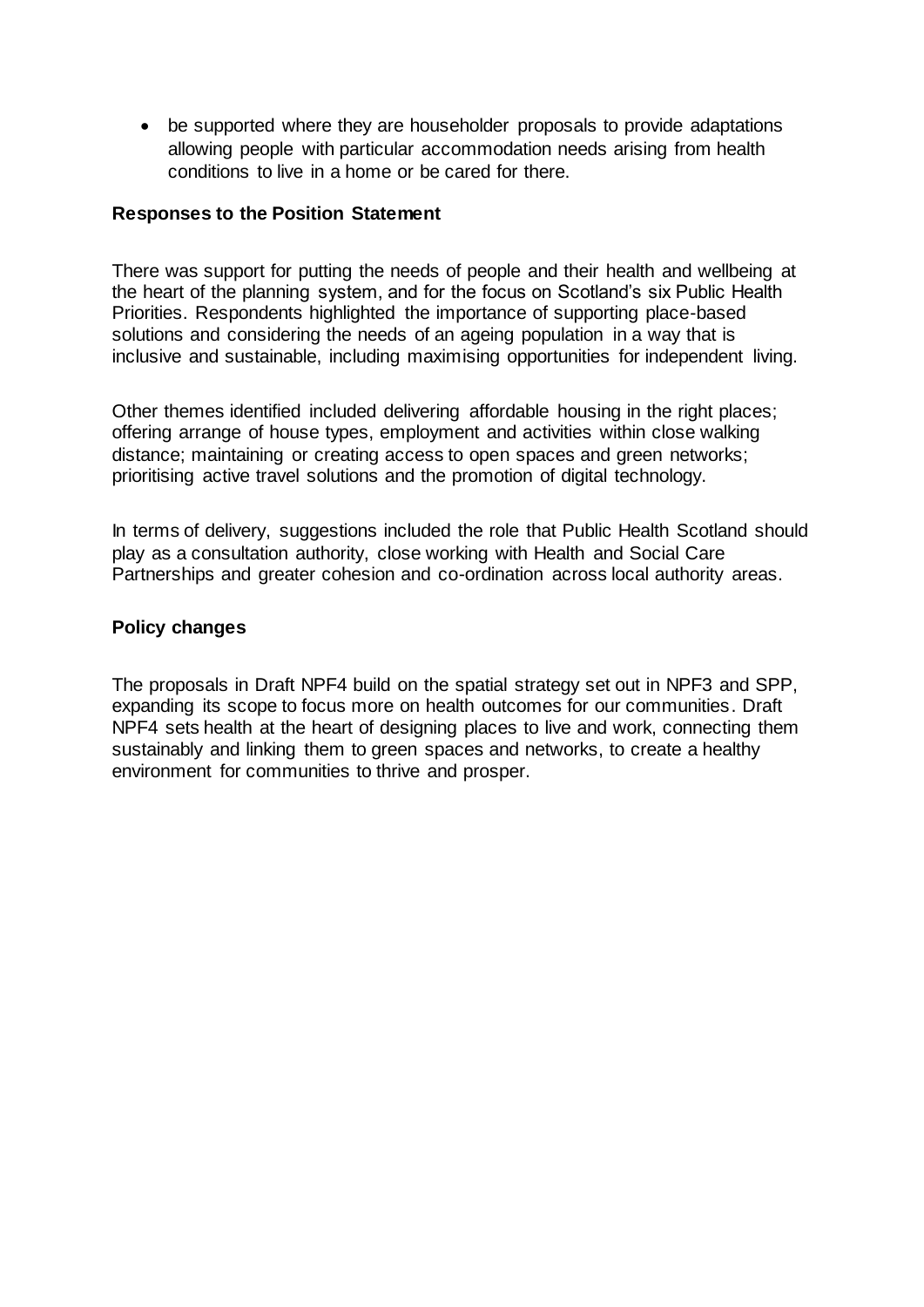- be supported where they are householder proposals to provide adaptations allowing people with particular accommodation needs arising from health conditions to live in a home or be cared for there.

**Responses to the Position Statement**

There was support for putting the needs of people and their health and wellbeing at the heart of the planning system, and for the focus on Scotland's six Public Health Priorities. Respondents highlighted the importance of supporting place-based solutions and considering the needs of an ageing population in a way that is inclusive and sustainable, including maximising opportunities for independent living.

Other themes identified included delivering affordable housing in the right places; offering arrange of house types, employment and activities within close walking distance; maintaining or creating access to open spaces and green networks; prioritising active travel solutions and the promotion of digital technology.

In terms of delivery, suggestions included the role that Public Health Scotland should play as a consultation authority, close working with Health and Social Care Partnerships and greater cohesion and co-ordination across local authority areas.

**Policy changes**

The proposals in Draft NPF4 build on the spatial strategy set out in NPF3 and SPP, expanding its scope to focus more on health outcomes for our communities. Draft NPF4 sets health at the heart of designing places to live and work, connecting them sustainably and linking them to green spaces and networks, to create a healthy environment for communities to thrive and prosper.